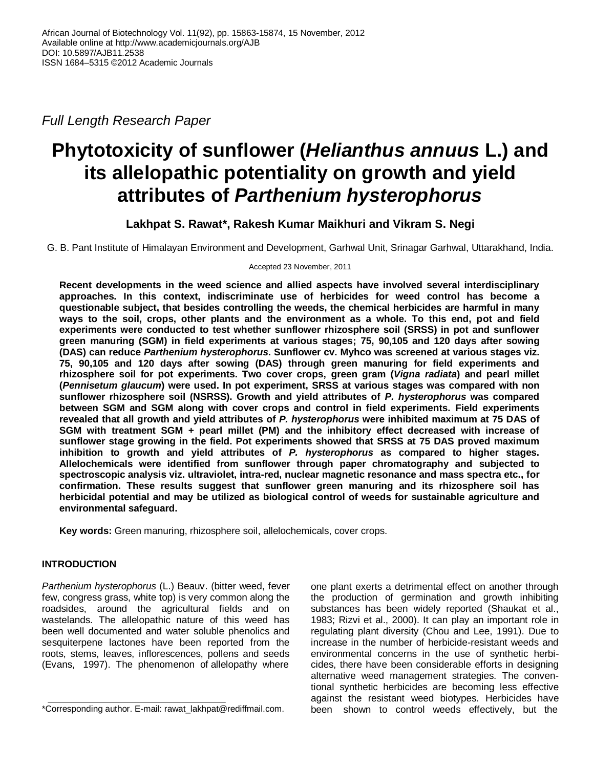African Journal of Biotechnology Vol. 11(92), pp. 15863-15874, 15 November, 2012
Available online at http://www.academicjournals.org/AJB
DOI: 10.5897/AJB11.2538
ISSN 1684–5315 ©2012 Academic Journals

*Full Length Research Paper*

# Phytotoxicity of sunflower (*Helianthus annuus* L.) and its allelopathic potentiality on growth and yield attributes of *Parthenium hysterophorus*

**Lakhpat S. Rawat\*, Rakesh Kumar Maikhuri and Vikram S. Negi**

G. B. Pant Institute of Himalayan Environment and Development, Garhwal Unit, Srinagar Garhwal, Uttarakhand, India.

Accepted 23 November, 2011

**Recent developments in the weed science and allied aspects have involved several interdisciplinary approaches. In this context, indiscriminate use of herbicides for weed control has become a questionable subject, that besides controlling the weeds, the chemical herbicides are harmful in many ways to the soil, crops, other plants and the environment as a whole. To this end, pot and field experiments were conducted to test whether sunflower rhizosphere soil (SRSS) in pot and sunflower green manuring (SGM) in field experiments at various stages; 75, 90,105 and 120 days after sowing (DAS) can reduce *Parthenium hysterophorus*. Sunflower cv. Myhco was screened at various stages viz. 75, 90,105 and 120 days after sowing (DAS) through green manuring for field experiments and rhizosphere soil for pot experiments. Two cover crops, green gram (*Vigna radiata*) and pearl millet (*Pennisetum glaucum*) were used. In pot experiment, SRSS at various stages was compared with non sunflower rhizosphere soil (NSRSS). Growth and yield attributes of *P. hysterophorus* was compared between SGM and SGM along with cover crops and control in field experiments. Field experiments revealed that all growth and yield attributes of *P. hysterophorus* were inhibited maximum at 75 DAS of SGM with treatment SGM + pearl millet (PM) and the inhibitory effect decreased with increase of sunflower stage growing in the field. Pot experiments showed that SRSS at 75 DAS proved maximum inhibition to growth and yield attributes of *P. hysterophorus* as compared to higher stages. Allelochemicals were identified from sunflower through paper chromatography and subjected to spectroscopic analysis viz. ultraviolet, intra-red, nuclear magnetic resonance and mass spectra etc., for confirmation. These results suggest that sunflower green manuring and its rhizosphere soil has herbicidal potential and may be utilized as biological control of weeds for sustainable agriculture and environmental safeguard.**

**Key words:** Green manuring, rhizosphere soil, allelochemicals, cover crops.

## INTRODUCTION

*Parthenium hysterophorus* (L.) Beauv. (bitter weed, fever few, congress grass, white top) is very common along the roadsides, around the agricultural fields and on wastelands. The allelopathic nature of this weed has been well documented and water soluble phenolics and sesquiterpene lactones have been reported from the roots, stems, leaves, inflorescences, pollens and seeds (Evans, 1997). The phenomenon of allelopathy where one plant exerts a detrimental effect on another through the production of germination and growth inhibiting substances has been widely reported (Shaukat et al., 1983; Rizvi et al., 2000). It can play an important role in regulating plant diversity (Chou and Lee, 1991). Due to increase in the number of herbicide-resistant weeds and environmental concerns in the use of synthetic herbicides, there have been considerable efforts in designing alternative weed management strategies. The conventional synthetic herbicides are becoming less effective against the resistant weed biotypes. Herbicides have been shown to control weeds effectively, but the

\*Corresponding author. E-mail: rawat_lakhpat@rediffmail.com.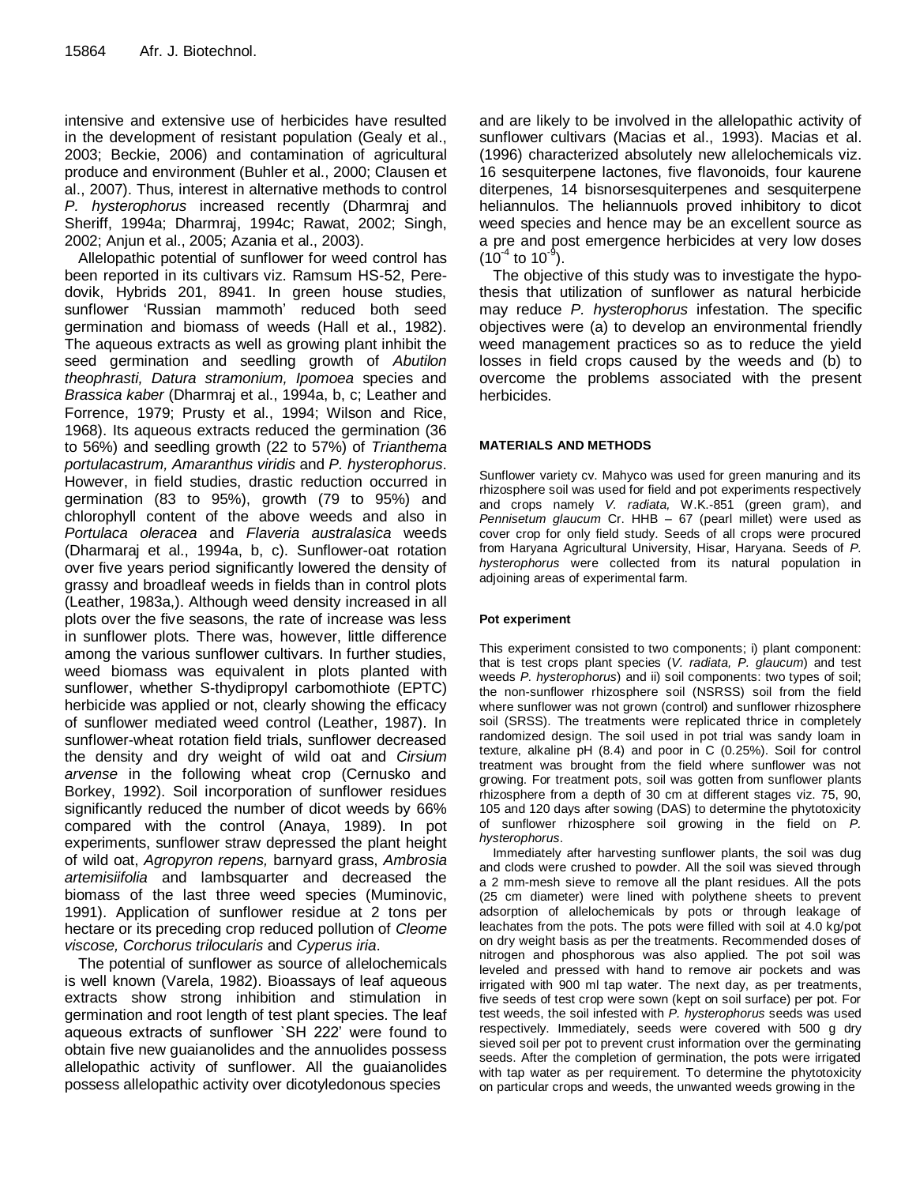intensive and extensive use of herbicides have resulted in the development of resistant population (Gealy et al., 2003; Beckie, 2006) and contamination of agricultural produce and environment (Buhler et al., 2000; Clausen et al., 2007). Thus, interest in alternative methods to control *P. hysterophorus* increased recently (Dharmraj and Sheriff, 1994a; Dharmraj, 1994c; Rawat, 2002; Singh, 2002; Anjun et al., 2005; Azania et al., 2003).

Allelopathic potential of sunflower for weed control has been reported in its cultivars viz. Ramsum HS-52, Peredovik, Hybrids 201, 8941. In green house studies, sunflower 'Russian mammoth' reduced both seed germination and biomass of weeds (Hall et al., 1982). The aqueous extracts as well as growing plant inhibit the seed germination and seedling growth of *Abutilon theophrasti, Datura stramonium, Ipomoea* species and *Brassica kaber* (Dharmraj et al., 1994a, b, c; Leather and Forrence, 1979; Prusty et al., 1994; Wilson and Rice, 1968). Its aqueous extracts reduced the germination (36 to 56%) and seedling growth (22 to 57%) of *Trianthema portulacastrum, Amaranthus viridis* and *P. hysterophorus*. However, in field studies, drastic reduction occurred in germination (83 to 95%), growth (79 to 95%) and chlorophyll content of the above weeds and also in *Portulaca oleracea* and *Flaveria australasica* weeds (Dharmaraj et al., 1994a, b, c). Sunflower-oat rotation over five years period significantly lowered the density of grassy and broadleaf weeds in fields than in control plots (Leather, 1983a,). Although weed density increased in all plots over the five seasons, the rate of increase was less in sunflower plots. There was, however, little difference among the various sunflower cultivars. In further studies, weed biomass was equivalent in plots planted with sunflower, whether S-thydipropyl carbomothiote (EPTC) herbicide was applied or not, clearly showing the efficacy of sunflower mediated weed control (Leather, 1987). In sunflower-wheat rotation field trials, sunflower decreased the density and dry weight of wild oat and *Cirsium arvense* in the following wheat crop (Cernusko and Borkey, 1992). Soil incorporation of sunflower residues significantly reduced the number of dicot weeds by 66% compared with the control (Anaya, 1989). In pot experiments, sunflower straw depressed the plant height of wild oat, *Agropyron repens,* barnyard grass, *Ambrosia artemisiifolia* and lambsquarter and decreased the biomass of the last three weed species (Muminovic, 1991). Application of sunflower residue at 2 tons per hectare or its preceding crop reduced pollution of *Cleome viscose, Corchorus trilocularis* and *Cyperus iria*.

The potential of sunflower as source of allelochemicals is well known (Varela, 1982). Bioassays of leaf aqueous extracts show strong inhibition and stimulation in germination and root length of test plant species. The leaf aqueous extracts of sunflower `SH 222' were found to obtain five new guaianolides and the annuolides possess allelopathic activity of sunflower. All the guaianolides possess allelopathic activity over dicotyledonous species and are likely to be involved in the allelopathic activity of sunflower cultivars (Macias et al., 1993). Macias et al. (1996) characterized absolutely new allelochemicals viz. 16 sesquiterpene lactones, five flavonoids, four kaurene diterpenes, 14 bisnorsesquiterpenes and sesquiterpene heliannulos. The heliannuols proved inhibitory to dicot weed species and hence may be an excellent source as a pre and post emergence herbicides at very low doses ($10^{-4}$ to $10^{-9}$).

The objective of this study was to investigate the hypothesis that utilization of sunflower as natural herbicide may reduce *P. hysterophorus* infestation. The specific objectives were (a) to develop an environmental friendly weed management practices so as to reduce the yield losses in field crops caused by the weeds and (b) to overcome the problems associated with the present herbicides.

## MATERIALS AND METHODS

Sunflower variety cv. Mahyco was used for green manuring and its rhizosphere soil was used for field and pot experiments respectively and crops namely *V. radiata,* W.K.-851 (green gram), and *Pennisetum glaucum* Cr. HHB – 67 (pearl millet) were used as cover crop for only field study. Seeds of all crops were procured from Haryana Agricultural University, Hisar, Haryana. Seeds of *P. hysterophorus* were collected from its natural population in adjoining areas of experimental farm.

### Pot experiment

This experiment consisted to two components; i) plant component: that is test crops plant species (*V. radiata, P. glaucum*) and test weeds *P. hysterophorus*) and ii) soil components: two types of soil; the non-sunflower rhizosphere soil (NSRSS) soil from the field where sunflower was not grown (control) and sunflower rhizosphere soil (SRSS). The treatments were replicated thrice in completely randomized design. The soil used in pot trial was sandy loam in texture, alkaline pH (8.4) and poor in C (0.25%). Soil for control treatment was brought from the field where sunflower was not growing. For treatment pots, soil was gotten from sunflower plants rhizosphere from a depth of 30 cm at different stages viz. 75, 90, 105 and 120 days after sowing (DAS) to determine the phytotoxicity of sunflower rhizosphere soil growing in the field on *P. hysterophorus*.

Immediately after harvesting sunflower plants, the soil was dug and clods were crushed to powder. All the soil was sieved through a 2 mm-mesh sieve to remove all the plant residues. All the pots (25 cm diameter) were lined with polythene sheets to prevent adsorption of allelochemicals by pots or through leakage of leachates from the pots. The pots were filled with soil at 4.0 kg/pot on dry weight basis as per the treatments. Recommended doses of nitrogen and phosphorous was also applied. The pot soil was leveled and pressed with hand to remove air pockets and was irrigated with 900 ml tap water. The next day, as per treatments, five seeds of test crop were sown (kept on soil surface) per pot. For test weeds, the soil infested with *P. hysterophorus* seeds was used respectively. Immediately, seeds were covered with 500 g dry sieved soil per pot to prevent crust information over the germinating seeds. After the completion of germination, the pots were irrigated with tap water as per requirement. To determine the phytotoxicity on particular crops and weeds, the unwanted weeds growing in the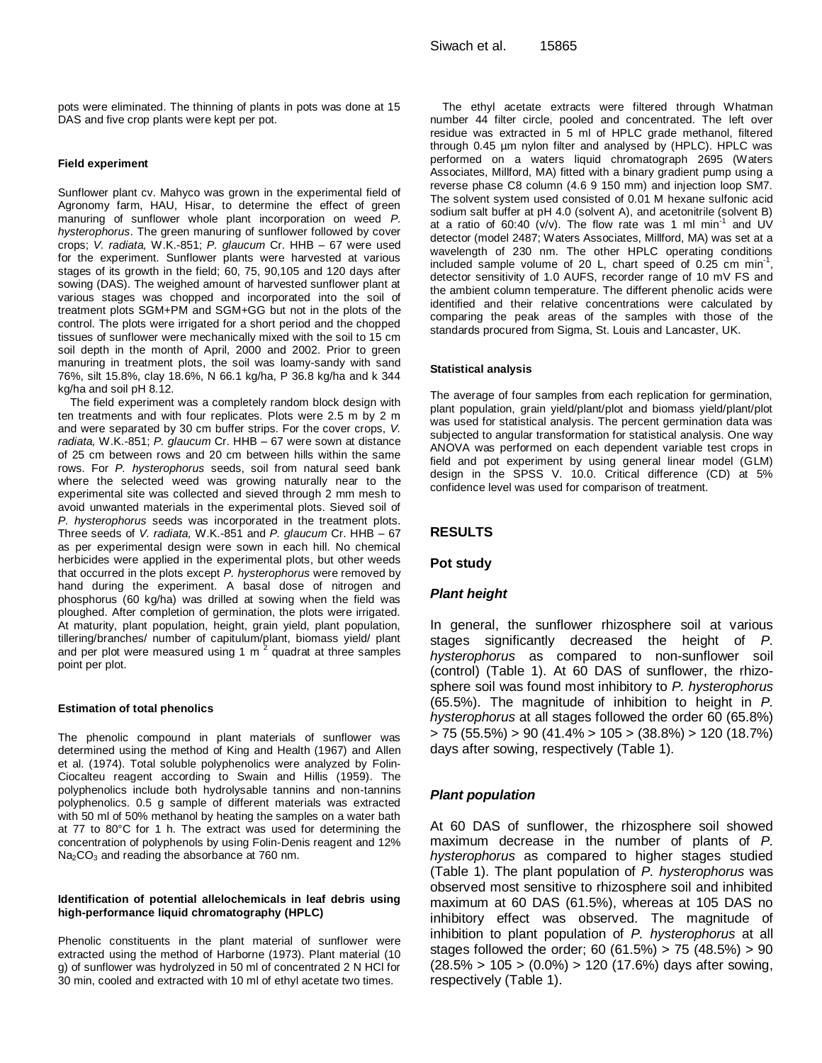pots were eliminated. The thinning of plants in pots was done at 15 DAS and five crop plants were kept per pot.

#### Field experiment

Sunflower plant cv. Mahyco was grown in the experimental field of Agronomy farm, HAU, Hisar, to determine the effect of green manuring of sunflower whole plant incorporation on weed *P. hysterophorus*. The green manuring of sunflower followed by cover crops; *V. radiata,* W.K.-851; *P. glaucum* Cr. HHB – 67 were used for the experiment. Sunflower plants were harvested at various stages of its growth in the field; 60, 75, 90,105 and 120 days after sowing (DAS). The weighed amount of harvested sunflower plant at various stages was chopped and incorporated into the soil of treatment plots SGM+PM and SGM+GG but not in the plots of the control. The plots were irrigated for a short period and the chopped tissues of sunflower were mechanically mixed with the soil to 15 cm soil depth in the month of April, 2000 and 2002. Prior to green manuring in treatment plots, the soil was loamy-sandy with sand 76%, silt 15.8%, clay 18.6%, N 66.1 kg/ha, P 36.8 kg/ha and k 344 kg/ha and soil pH 8.12.

The field experiment was a completely random block design with ten treatments and with four replicates. Plots were 2.5 m by 2 m and were separated by 30 cm buffer strips. For the cover crops, *V. radiata,* W.K.-851; *P. glaucum* Cr. HHB – 67 were sown at distance of 25 cm between rows and 20 cm between hills within the same rows. For *P. hysterophorus* seeds, soil from natural seed bank where the selected weed was growing naturally near to the experimental site was collected and sieved through 2 mm mesh to avoid unwanted materials in the experimental plots. Sieved soil of *P. hysterophorus* seeds was incorporated in the treatment plots. Three seeds of *V. radiata,* W.K.-851 and *P. glaucum* Cr. HHB – 67 as per experimental design were sown in each hill. No chemical herbicides were applied in the experimental plots, but other weeds that occurred in the plots except *P. hysterophorus* were removed by hand during the experiment. A basal dose of nitrogen and phosphorus (60 kg/ha) was drilled at sowing when the field was ploughed. After completion of germination, the plots were irrigated. At maturity, plant population, height, grain yield, plant population, tillering/branches/ number of capitulum/plant, biomass yield/ plant and per plot were measured using 1 $m^2$ quadrat at three samples point per plot.

#### Estimation of total phenolics

The phenolic compound in plant materials of sunflower was determined using the method of King and Health (1967) and Allen et al. (1974). Total soluble polyphenolics were analyzed by Folin-Ciocalteu reagent according to Swain and Hillis (1959). The polyphenolics include both hydrolysable tannins and non-tannins polyphenolics. 0.5 g sample of different materials was extracted with 50 ml of 50% methanol by heating the samples on a water bath at 77 to 80°C for 1 h. The extract was used for determining the concentration of polyphenols by using Folin-Denis reagent and 12% $Na_2CO_3$ and reading the absorbance at 760 nm.

#### Identification of potential allelochemicals in leaf debris using high-performance liquid chromatography (HPLC)

Phenolic constituents in the plant material of sunflower were extracted using the method of Harborne (1973). Plant material (10 g) of sunflower was hydrolyzed in 50 ml of concentrated 2 N HCl for 30 min, cooled and extracted with 10 ml of ethyl acetate two times.

The ethyl acetate extracts were filtered through Whatman number 44 filter circle, pooled and concentrated. The left over residue was extracted in 5 ml of HPLC grade methanol, filtered through 0.45 µm nylon filter and analysed by (HPLC). HPLC was performed on a waters liquid chromatograph 2695 (Waters Associates, Millford, MA) fitted with a binary gradient pump using a reverse phase C8 column (4.6 9 150 mm) and injection loop SM7. The solvent system used consisted of 0.01 M hexane sulfonic acid sodium salt buffer at pH 4.0 (solvent A), and acetonitrile (solvent B) at a ratio of 60:40 (v/v). The flow rate was 1 ml $min^{-1}$ and UV detector (model 2487; Waters Associates, Millford, MA) was set at a wavelength of 230 nm. The other HPLC operating conditions included sample volume of 20 L, chart speed of 0.25 cm $min^{-1}$, detector sensitivity of 1.0 AUFS, recorder range of 10 mV FS and the ambient column temperature. The different phenolic acids were identified and their relative concentrations were calculated by comparing the peak areas of the samples with those of the standards procured from Sigma, St. Louis and Lancaster, UK.

#### Statistical analysis

The average of four samples from each replication for germination, plant population, grain yield/plant/plot and biomass yield/plant/plot was used for statistical analysis. The percent germination data was subjected to angular transformation for statistical analysis. One way ANOVA was performed on each dependent variable test crops in field and pot experiment by using general linear model (GLM) design in the SPSS V. 10.0. Critical difference (CD) at 5% confidence level was used for comparison of treatment.

## RESULTS

### Pot study

#### *Plant height*

In general, the sunflower rhizosphere soil at various stages significantly decreased the height of *P. hysterophorus* as compared to non-sunflower soil (control) (Table 1). At 60 DAS of sunflower, the rhizosphere soil was found most inhibitory to *P. hysterophorus* (65.5%). The magnitude of inhibition to height in *P. hysterophorus* at all stages followed the order 60 (65.8%) > 75 (55.5%) > 90 (41.4% > 105 > (38.8%) > 120 (18.7%) days after sowing, respectively (Table 1).

#### *Plant population*

At 60 DAS of sunflower, the rhizosphere soil showed maximum decrease in the number of plants of *P. hysterophorus* as compared to higher stages studied (Table 1). The plant population of *P. hysterophorus* was observed most sensitive to rhizosphere soil and inhibited maximum at 60 DAS (61.5%), whereas at 105 DAS no inhibitory effect was observed. The magnitude of inhibition to plant population of *P. hysterophorus* at all stages followed the order; 60 (61.5%) > 75 (48.5%) > 90 (28.5% > 105 > (0.0%) > 120 (17.6%) days after sowing, respectively (Table 1).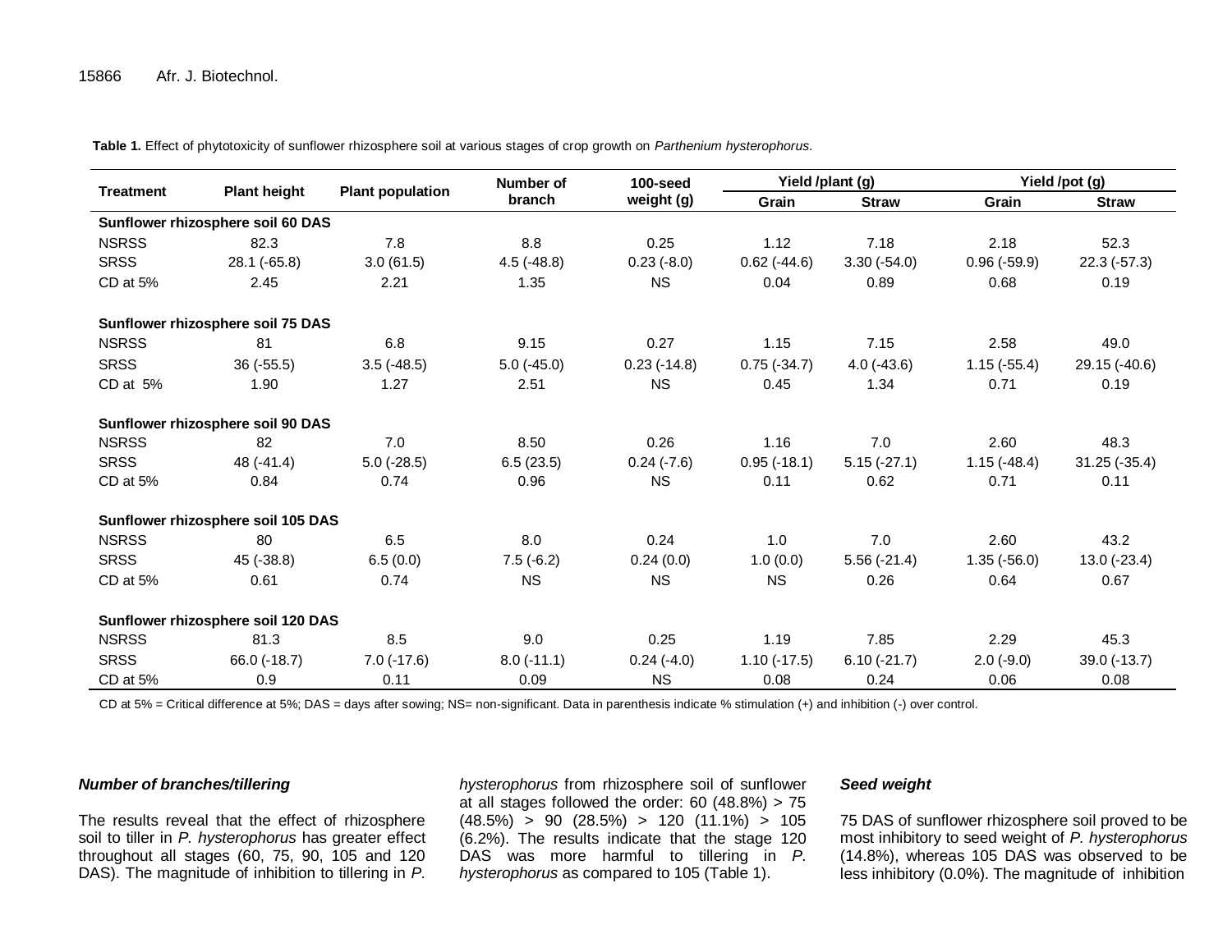**Table 1.** Effect of phytotoxicity of sunflower rhizosphere soil at various stages of crop growth on *Parthenium hysterophorus*.

| Treatment | Plant height | Plant population | Number of branch | 100-seed weight (g) | Yield /plant (g) | | Yield /pot (g) | |
|---|---|---|---|---|---|---|---|---|
| | | | | | Grain | Straw | Grain | Straw |
| **Sunflower rhizosphere soil 60 DAS** | | | | | | | | |
| NSRSS | 82.3 | 7.8 | 8.8 | 0.25 | 1.12 | 7.18 | 2.18 | 52.3 |
| SRSS | 28.1 (-65.8) | 3.0 (61.5) | 4.5 (-48.8) | 0.23 (-8.0) | 0.62 (-44.6) | 3.30 (-54.0) | 0.96 (-59.9) | 22.3 (-57.3) |
| CD at 5% | 2.45 | 2.21 | 1.35 | NS | 0.04 | 0.89 | 0.68 | 0.19 |
| **Sunflower rhizosphere soil 75 DAS** | | | | | | | | |
| NSRSS | 81 | 6.8 | 9.15 | 0.27 | 1.15 | 7.15 | 2.58 | 49.0 |
| SRSS | 36 (-55.5) | 3.5 (-48.5) | 5.0 (-45.0) | 0.23 (-14.8) | 0.75 (-34.7) | 4.0 (-43.6) | 1.15 (-55.4) | 29.15 (-40.6) |
| CD at 5% | 1.90 | 1.27 | 2.51 | NS | 0.45 | 1.34 | 0.71 | 0.19 |
| **Sunflower rhizosphere soil 90 DAS** | | | | | | | | |
| NSRSS | 82 | 7.0 | 8.50 | 0.26 | 1.16 | 7.0 | 2.60 | 48.3 |
| SRSS | 48 (-41.4) | 5.0 (-28.5) | 6.5 (23.5) | 0.24 (-7.6) | 0.95 (-18.1) | 5.15 (-27.1) | 1.15 (-48.4) | 31.25 (-35.4) |
| CD at 5% | 0.84 | 0.74 | 0.96 | NS | 0.11 | 0.62 | 0.71 | 0.11 |
| **Sunflower rhizosphere soil 105 DAS** | | | | | | | | |
| NSRSS | 80 | 6.5 | 8.0 | 0.24 | 1.0 | 7.0 | 2.60 | 43.2 |
| SRSS | 45 (-38.8) | 6.5 (0.0) | 7.5 (-6.2) | 0.24 (0.0) | 1.0 (0.0) | 5.56 (-21.4) | 1.35 (-56.0) | 13.0 (-23.4) |
| CD at 5% | 0.61 | 0.74 | NS | NS | NS | 0.26 | 0.64 | 0.67 |
| **Sunflower rhizosphere soil 120 DAS** | | | | | | | | |
| NSRSS | 81.3 | 8.5 | 9.0 | 0.25 | 1.19 | 7.85 | 2.29 | 45.3 |
| SRSS | 66.0 (-18.7) | 7.0 (-17.6) | 8.0 (-11.1) | 0.24 (-4.0) | 1.10 (-17.5) | 6.10 (-21.7) | 2.0 (-9.0) | 39.0 (-13.7) |
| CD at 5% | 0.9 | 0.11 | 0.09 | NS | 0.08 | 0.24 | 0.06 | 0.08 |

CD at 5% = Critical difference at 5%; DAS = days after sowing; NS= non-significant. Data in parenthesis indicate % stimulation (+) and inhibition (-) over control.

### *Number of branches/tillering*

The results reveal that the effect of rhizosphere soil to tiller in *P. hysterophorus* has greater effect throughout all stages (60, 75, 90, 105 and 120 DAS). The magnitude of inhibition to tillering in *P. hysterophorus* from rhizosphere soil of sunflower at all stages followed the order: 60 (48.8%) > 75 (48.5%) > 90 (28.5%) > 120 (11.1%) > 105 (6.2%). The results indicate that the stage 120 DAS was more harmful to tillering in *P. hysterophorus* as compared to 105 (Table 1).

### *Seed weight*

75 DAS of sunflower rhizosphere soil proved to be most inhibitory to seed weight of *P. hysterophorus* (14.8%), whereas 105 DAS was observed to be less inhibitory (0.0%). The magnitude of inhibition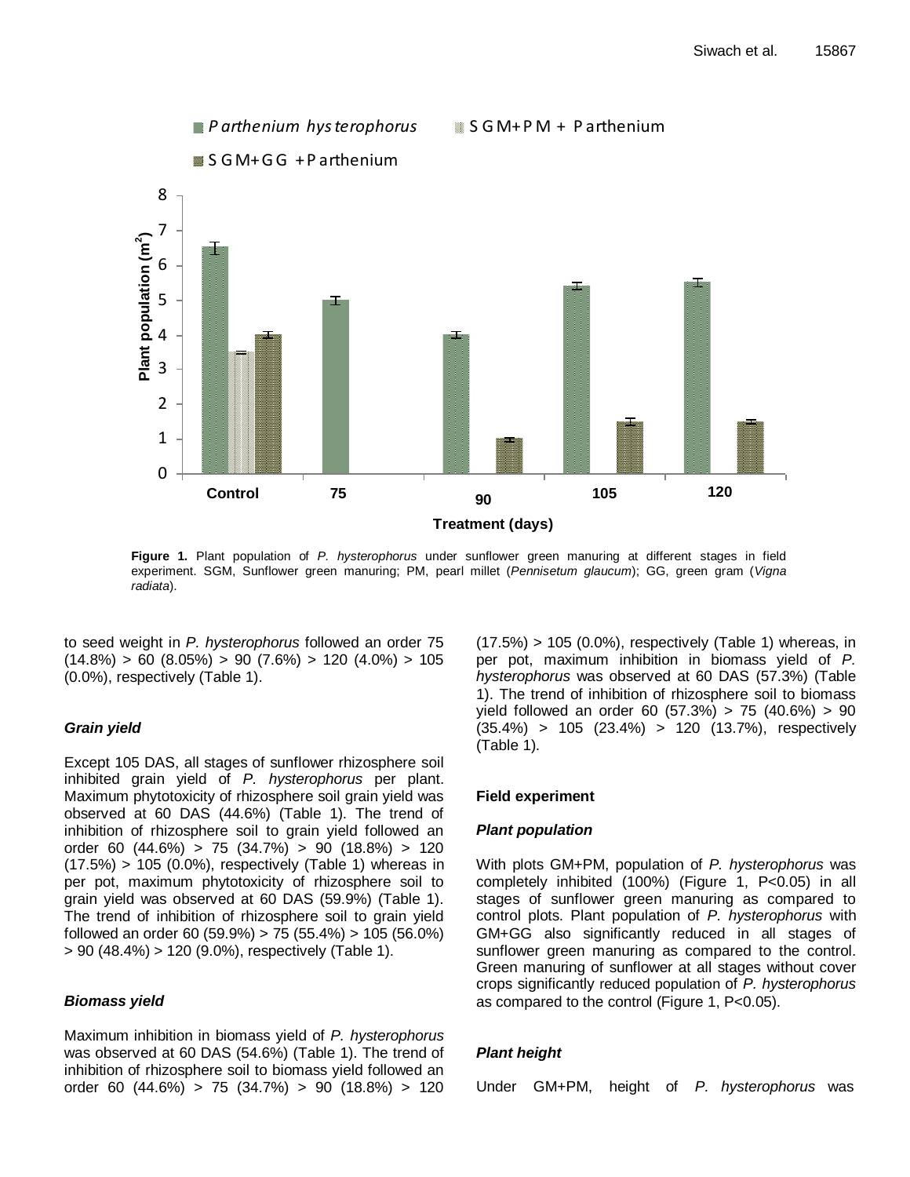**Figure 1.** Plant population of *P. hysterophorus* under sunflower green manuring at different stages in field experiment. SGM, Sunflower green manuring; PM, pearl millet (*Pennisetum glaucum*); GG, green gram (*Vigna radiata*).

to seed weight in *P. hysterophorus* followed an order 75 (14.8%) > 60 (8.05%) > 90 (7.6%) > 120 (4.0%) > 105 (0.0%), respectively (Table 1).

#### *Grain yield*

Except 105 DAS, all stages of sunflower rhizosphere soil inhibited grain yield of *P. hysterophorus* per plant. Maximum phytotoxicity of rhizosphere soil grain yield was observed at 60 DAS (44.6%) (Table 1). The trend of inhibition of rhizosphere soil to grain yield followed an order 60 (44.6%) > 75 (34.7%) > 90 (18.8%) > 120 (17.5%) > 105 (0.0%), respectively (Table 1) whereas in per pot, maximum phytotoxicity of rhizosphere soil to grain yield was observed at 60 DAS (59.9%) (Table 1). The trend of inhibition of rhizosphere soil to grain yield followed an order 60 (59.9%) > 75 (55.4%) > 105 (56.0%) > 90 (48.4%) > 120 (9.0%), respectively (Table 1).

#### *Biomass yield*

Maximum inhibition in biomass yield of *P. hysterophorus* was observed at 60 DAS (54.6%) (Table 1). The trend of inhibition of rhizosphere soil to biomass yield followed an order 60 (44.6%) > 75 (34.7%) > 90 (18.8%) > 120 (17.5%) > 105 (0.0%), respectively (Table 1) whereas, in per pot, maximum inhibition in biomass yield of *P. hysterophorus* was observed at 60 DAS (57.3%) (Table 1). The trend of inhibition of rhizosphere soil to biomass yield followed an order 60 (57.3%) > 75 (40.6%) > 90 (35.4%) > 105 (23.4%) > 120 (13.7%), respectively (Table 1).

### Field experiment

#### *Plant population*

With plots GM+PM, population of *P. hysterophorus* was completely inhibited (100%) (Figure 1, P<0.05) in all stages of sunflower green manuring as compared to control plots. Plant population of *P. hysterophorus* with GM+GG also significantly reduced in all stages of sunflower green manuring as compared to the control. Green manuring of sunflower at all stages without cover crops significantly reduced population of *P. hysterophorus* as compared to the control (Figure 1, P<0.05).

#### *Plant height*

Under GM+PM, height of *P. hysterophorus* was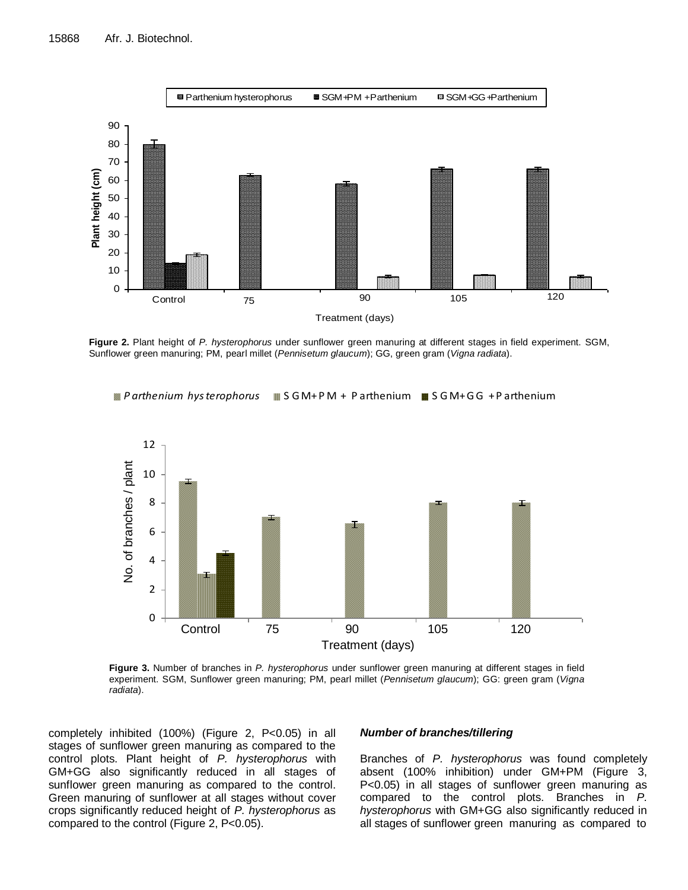**Figure 2.** Plant height of *P. hysterophorus* under sunflower green manuring at different stages in field experiment. SGM, Sunflower green manuring; PM, pearl millet (*Pennisetum glaucum*); GG, green gram (*Vigna radiata*).

**Figure 3.** Number of branches in *P. hysterophorus* under sunflower green manuring at different stages in field experiment. SGM, Sunflower green manuring; PM, pearl millet (*Pennisetum glaucum*); GG: green gram (*Vigna radiata*).

completely inhibited (100%) (Figure 2, P<0.05) in all stages of sunflower green manuring as compared to the control plots. Plant height of *P. hysterophorus* with GM+GG also significantly reduced in all stages of sunflower green manuring as compared to the control. Green manuring of sunflower at all stages without cover crops significantly reduced height of *P. hysterophorus* as compared to the control (Figure 2, P<0.05).

### *Number of branches/tillering*

Branches of *P. hysterophorus* was found completely absent (100% inhibition) under GM+PM (Figure 3, P<0.05) in all stages of sunflower green manuring as compared to the control plots. Branches in *P. hysterophorus* with GM+GG also significantly reduced in all stages of sunflower green manuring as compared to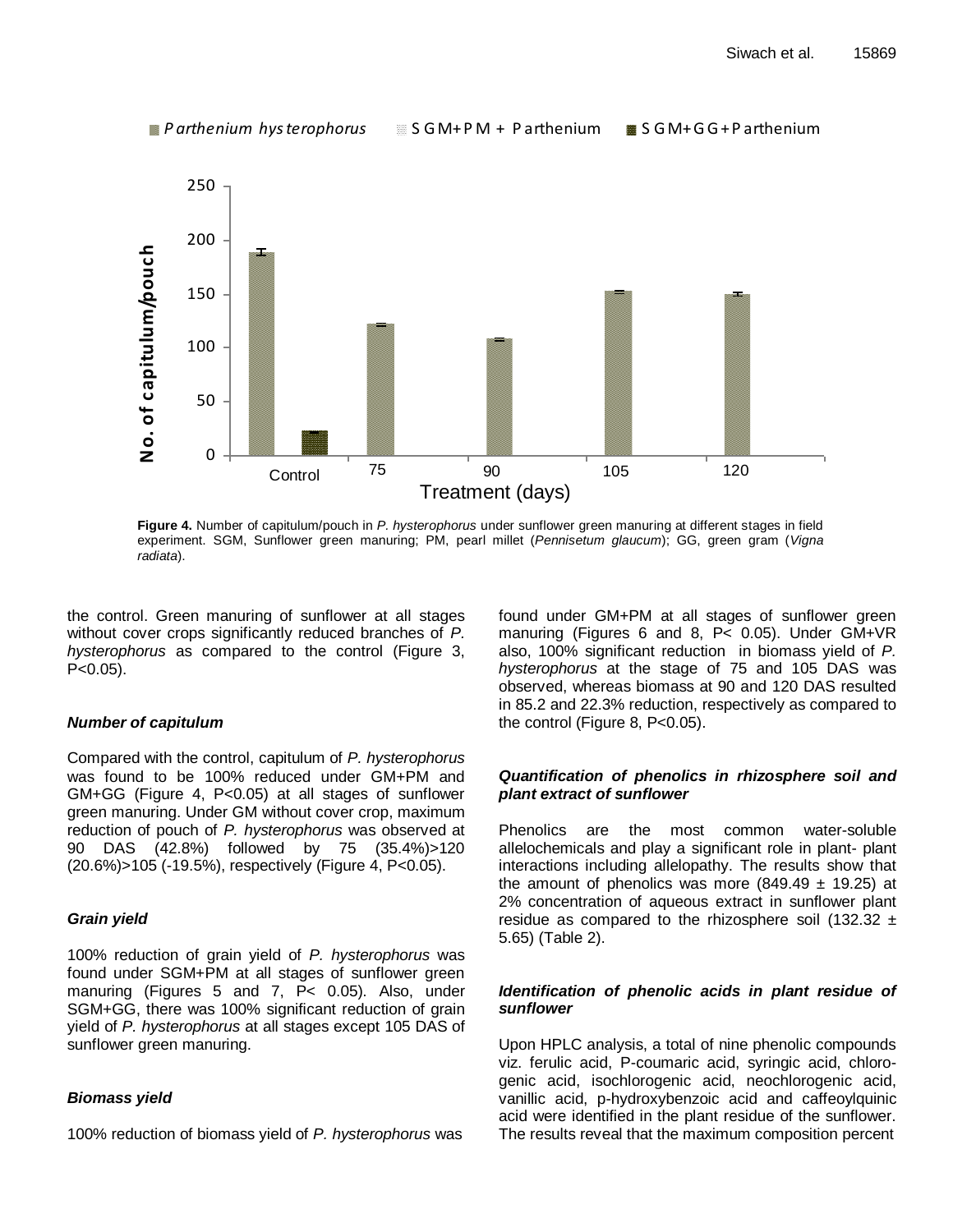**Figure 4.** Number of capitulum/pouch in *P. hysterophorus* under sunflower green manuring at different stages in field experiment. SGM, Sunflower green manuring; PM, pearl millet (*Pennisetum glaucum*); GG, green gram (*Vigna radiata*).

the control. Green manuring of sunflower at all stages without cover crops significantly reduced branches of *P. hysterophorus* as compared to the control (Figure 3, P<0.05).

### *Number of capitulum*

Compared with the control, capitulum of *P. hysterophorus* was found to be 100% reduced under GM+PM and GM+GG (Figure 4, P<0.05) at all stages of sunflower green manuring. Under GM without cover crop, maximum reduction of pouch of *P. hysterophorus* was observed at 90 DAS (42.8%) followed by 75 (35.4%)>120 (20.6%)>105 (-19.5%), respectively (Figure 4, P<0.05).

### *Grain yield*

100% reduction of grain yield of *P. hysterophorus* was found under SGM+PM at all stages of sunflower green manuring (Figures 5 and 7, P< 0.05). Also, under SGM+GG, there was 100% significant reduction of grain yield of *P. hysterophorus* at all stages except 105 DAS of sunflower green manuring.

### *Biomass yield*

100% reduction of biomass yield of *P. hysterophorus* was found under GM+PM at all stages of sunflower green manuring (Figures 6 and 8, P< 0.05). Under GM+VR also, 100% significant reduction in biomass yield of *P. hysterophorus* at the stage of 75 and 105 DAS was observed, whereas biomass at 90 and 120 DAS resulted in 85.2 and 22.3% reduction, respectively as compared to the control (Figure 8, P<0.05).

### *Quantification of phenolics in rhizosphere soil and plant extract of sunflower*

Phenolics are the most common water-soluble allelochemicals and play a significant role in plant- plant interactions including allelopathy. The results show that the amount of phenolics was more (849.49 ± 19.25) at 2% concentration of aqueous extract in sunflower plant residue as compared to the rhizosphere soil (132.32 ± 5.65) (Table 2).

### *Identification of phenolic acids in plant residue of sunflower*

Upon HPLC analysis, a total of nine phenolic compounds viz. ferulic acid, P-coumaric acid, syringic acid, chlorogenic acid, isochlorogenic acid, neochlorogenic acid, vanillic acid, p-hydroxybenzoic acid and caffeoylquinic acid were identified in the plant residue of the sunflower. The results reveal that the maximum composition percent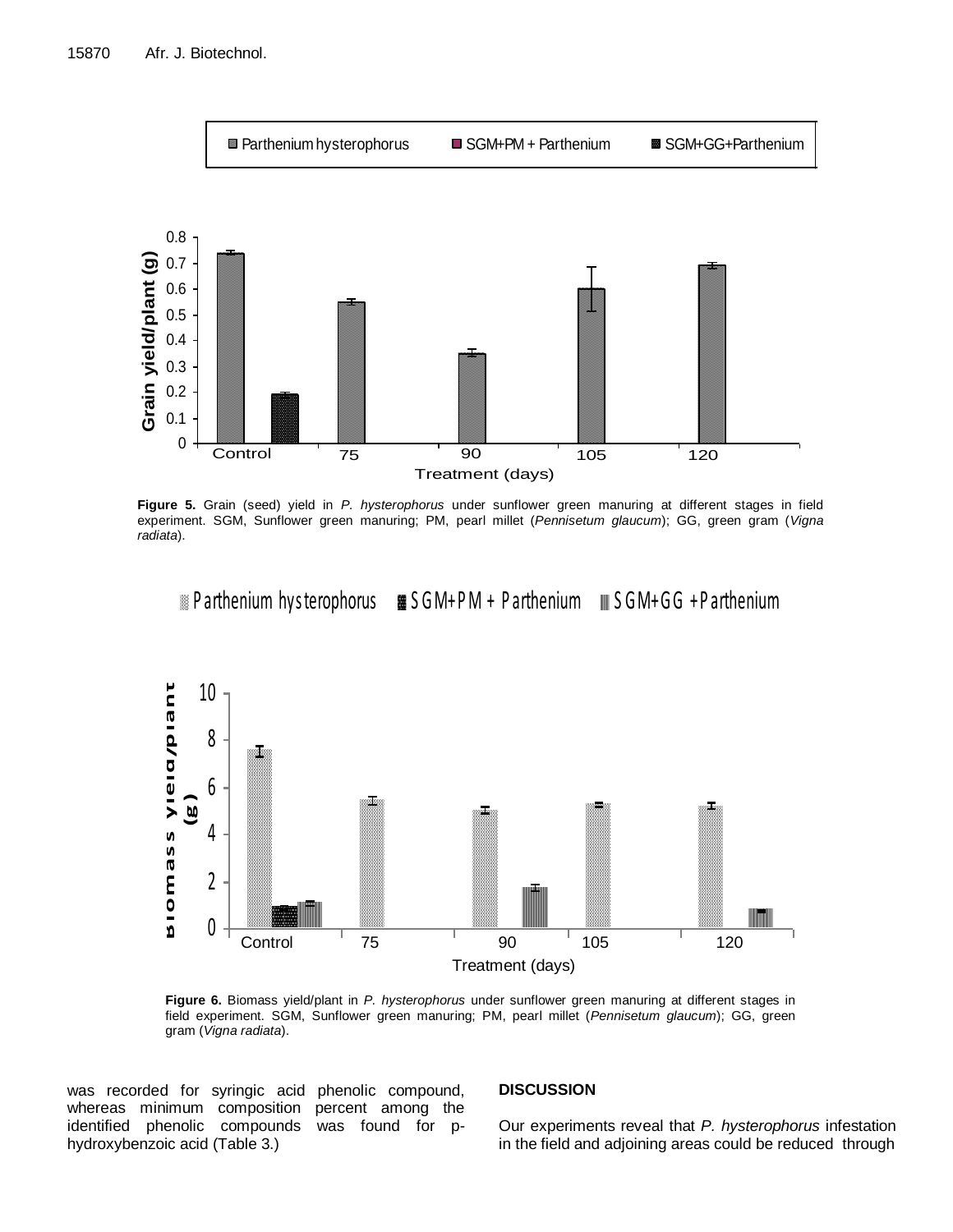**Figure 5.** Grain (seed) yield in *P. hysterophorus* under sunflower green manuring at different stages in field experiment. SGM, Sunflower green manuring; PM, pearl millet (*Pennisetum glaucum*); GG, green gram (*Vigna radiata*).

**Figure 6.** Biomass yield/plant in *P. hysterophorus* under sunflower green manuring at different stages in field experiment. SGM, Sunflower green manuring; PM, pearl millet (*Pennisetum glaucum*); GG, green gram (*Vigna radiata*).

was recorded for syringic acid phenolic compound, whereas minimum composition percent among the identified phenolic compounds was found for p-hydroxybenzoic acid (Table 3.)

## DISCUSSION

Our experiments reveal that *P. hysterophorus* infestation in the field and adjoining areas could be reduced through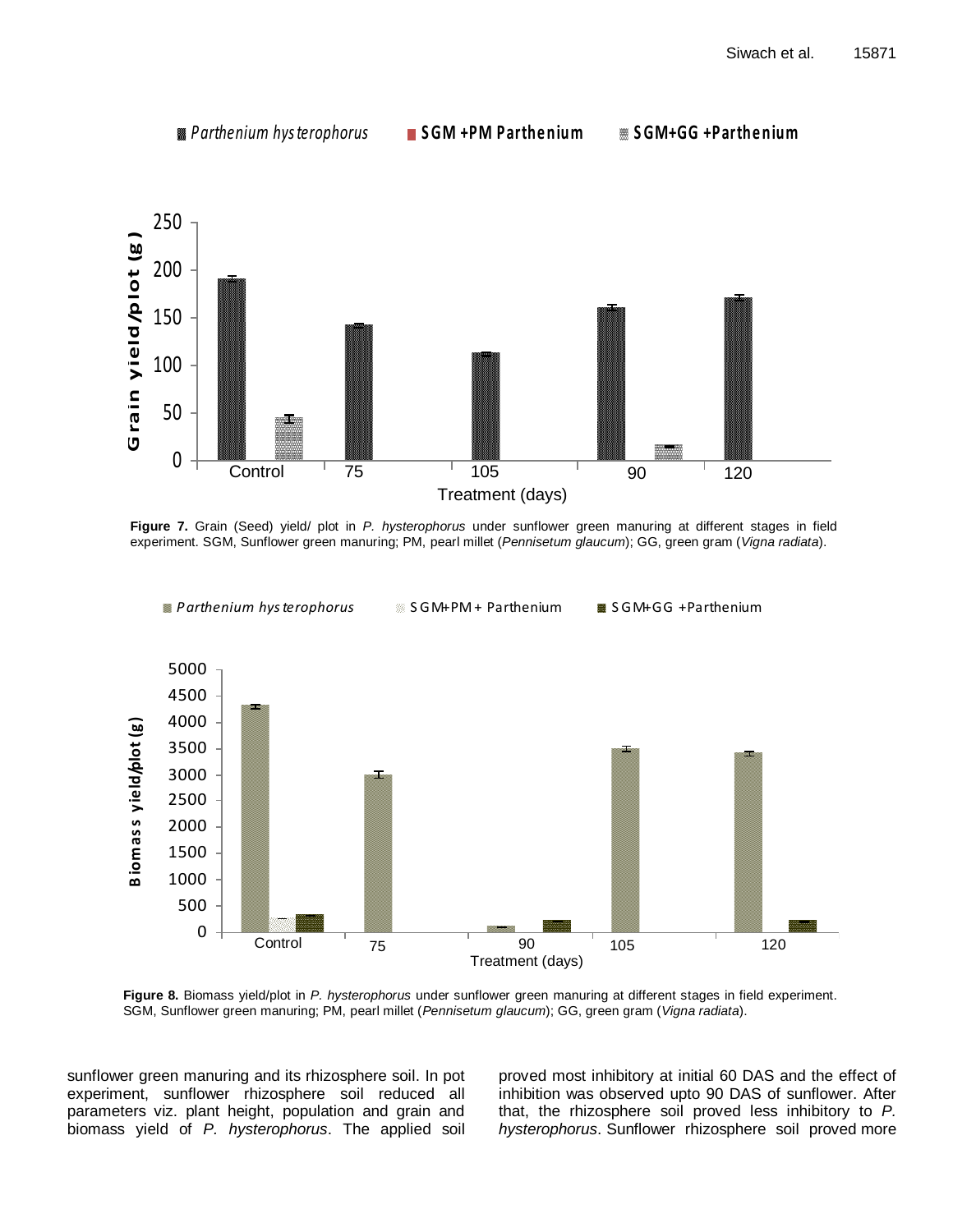**Figure 7.** Grain (Seed) yield/ plot in *P. hysterophorus* under sunflower green manuring at different stages in field experiment. SGM, Sunflower green manuring; PM, pearl millet (*Pennisetum glaucum*); GG, green gram (*Vigna radiata*).

**Figure 8.** Biomass yield/plot in *P. hysterophorus* under sunflower green manuring at different stages in field experiment. SGM, Sunflower green manuring; PM, pearl millet (*Pennisetum glaucum*); GG, green gram (*Vigna radiata*).

sunflower green manuring and its rhizosphere soil. In pot experiment, sunflower rhizosphere soil reduced all parameters viz. plant height, population and grain and biomass yield of *P. hysterophorus*. The applied soil proved most inhibitory at initial 60 DAS and the effect of inhibition was observed upto 90 DAS of sunflower. After that, the rhizosphere soil proved less inhibitory to *P. hysterophorus*. Sunflower rhizosphere soil proved more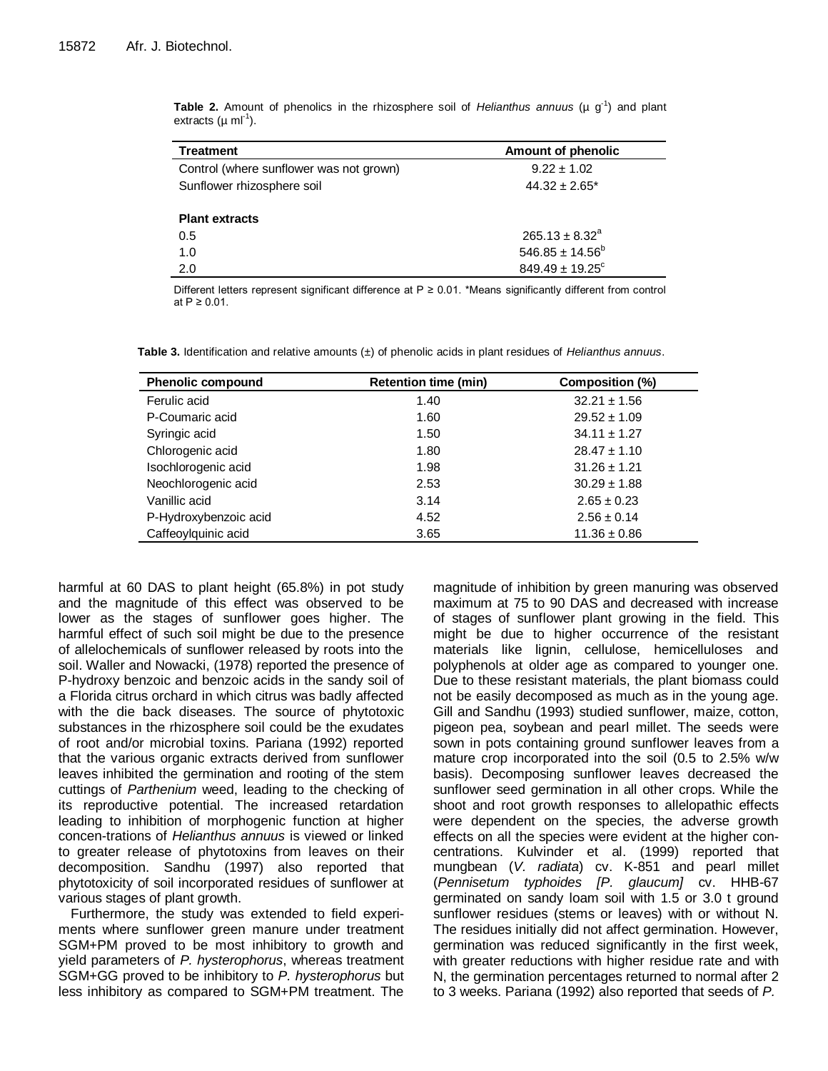**Table 2.** Amount of phenolics in the rhizosphere soil of *Helianthus annuus* (µ $g^{-1}$) and plant extracts (µ $ml^{-1}$).

| Treatment | Amount of phenolic |
|---|---|
| Control (where sunflower was not grown) | 9.22 ± 1.02 |
| Sunflower rhizosphere soil | 44.32 ± 2.65* |
| **Plant extracts** | |
| 0.5 | 265.13 ± 8.32$^{a}$ |
| 1.0 | 546.85 ± 14.56$^{b}$ |
| 2.0 | 849.49 ± 19.25$^{c}$ |

Different letters represent significant difference at P ≥ 0.01. *Means significantly different from control at P ≥ 0.01.

**Table 3.** Identification and relative amounts (±) of phenolic acids in plant residues of *Helianthus annuus*.

| Phenolic compound | Retention time (min) | Composition (%) |
|---|---|---|
| Ferulic acid | 1.40 | 32.21 ± 1.56 |
| P-Coumaric acid | 1.60 | 29.52 ± 1.09 |
| Syringic acid | 1.50 | 34.11 ± 1.27 |
| Chlorogenic acid | 1.80 | 28.47 ± 1.10 |
| Isochlorogenic acid | 1.98 | 31.26 ± 1.21 |
| Neochlorogenic acid | 2.53 | 30.29 ± 1.88 |
| Vanillic acid | 3.14 | 2.65 ± 0.23 |
| P-Hydroxybenzoic acid | 4.52 | 2.56 ± 0.14 |
| Caffeoylquinic acid | 3.65 | 11.36 ± 0.86 |

harmful at 60 DAS to plant height (65.8%) in pot study and the magnitude of this effect was observed to be lower as the stages of sunflower goes higher. The harmful effect of such soil might be due to the presence of allelochemicals of sunflower released by roots into the soil. Waller and Nowacki, (1978) reported the presence of P-hydroxy benzoic and benzoic acids in the sandy soil of a Florida citrus orchard in which citrus was badly affected with the die back diseases. The source of phytotoxic substances in the rhizosphere soil could be the exudates of root and/or microbial toxins. Pariana (1992) reported that the various organic extracts derived from sunflower leaves inhibited the germination and rooting of the stem cuttings of *Parthenium* weed, leading to the checking of its reproductive potential. The increased retardation leading to inhibition of morphogenic function at higher concen-trations of *Helianthus annuus* is viewed or linked to greater release of phytotoxins from leaves on their decomposition. Sandhu (1997) also reported that phytotoxicity of soil incorporated residues of sunflower at various stages of plant growth.

Furthermore, the study was extended to field experi-ments where sunflower green manure under treatment SGM+PM proved to be most inhibitory to growth and yield parameters of *P. hysterophorus*, whereas treatment SGM+GG proved to be inhibitory to *P. hysterophorus* but less inhibitory as compared to SGM+PM treatment. The magnitude of inhibition by green manuring was observed maximum at 75 to 90 DAS and decreased with increase of stages of sunflower plant growing in the field. This might be due to higher occurrence of the resistant materials like lignin, cellulose, hemicelluloses and polyphenols at older age as compared to younger one. Due to these resistant materials, the plant biomass could not be easily decomposed as much as in the young age. Gill and Sandhu (1993) studied sunflower, maize, cotton, pigeon pea, soybean and pearl millet. The seeds were sown in pots containing ground sunflower leaves from a mature crop incorporated into the soil (0.5 to 2.5% w/w basis). Decomposing sunflower leaves decreased the sunflower seed germination in all other crops. While the shoot and root growth responses to allelopathic effects were dependent on the species, the adverse growth effects on all the species were evident at the higher con-centrations. Kulvinder et al. (1999) reported that mungbean (*V. radiata*) cv. K-851 and pearl millet (*Pennisetum typhoides [P. glaucum]* cv. HHB-67 germinated on sandy loam soil with 1.5 or 3.0 t ground sunflower residues (stems or leaves) with or without N. The residues initially did not affect germination. However, germination was reduced significantly in the first week, with greater reductions with higher residue rate and with N, the germination percentages returned to normal after 2 to 3 weeks. Pariana (1992) also reported that seeds of *P.*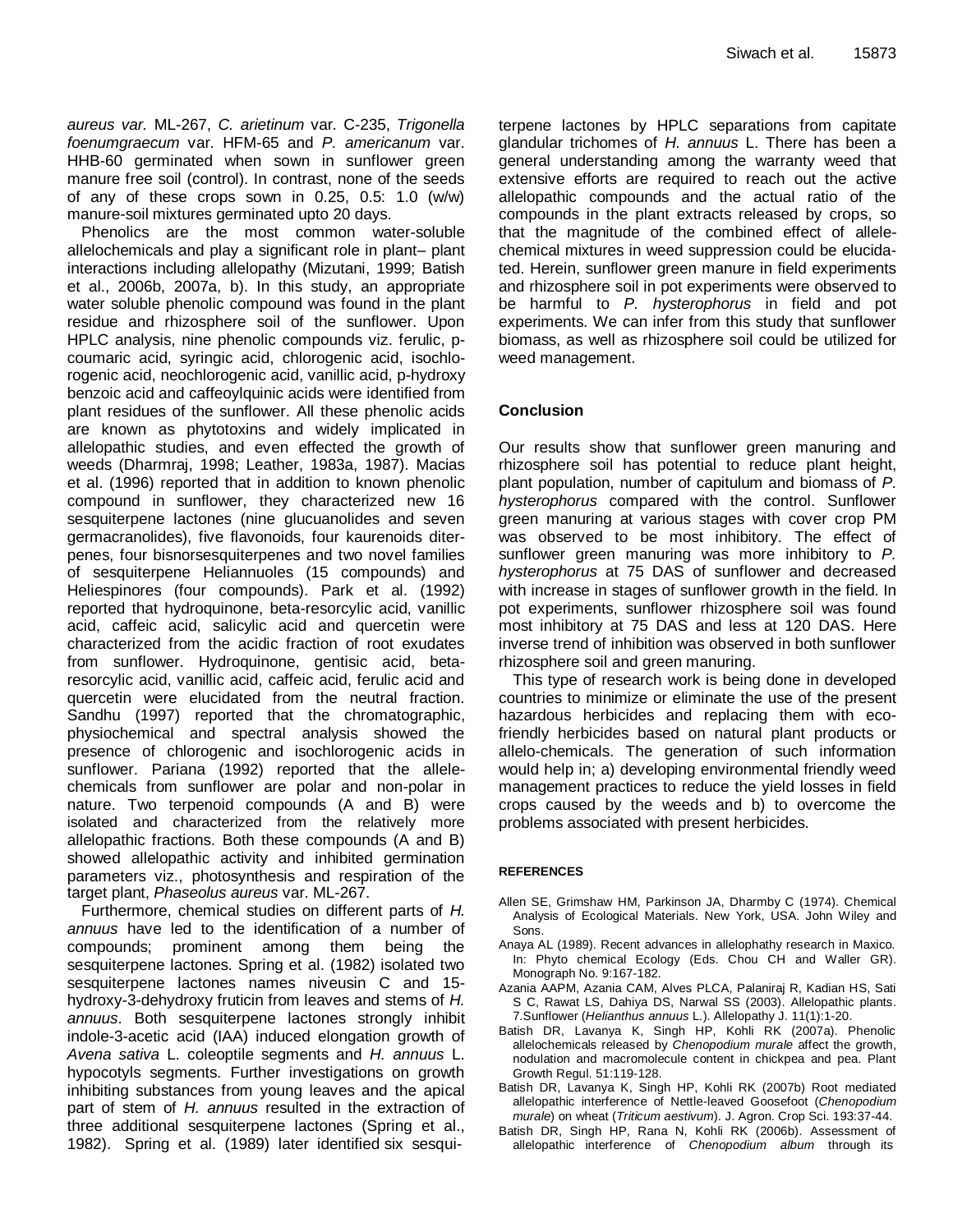*aureus var.* ML-267, *C. arietinum* var. C-235, *Trigonella foenumgraecum* var. HFM-65 and *P. americanum* var. HHB-60 germinated when sown in sunflower green manure free soil (control). In contrast, none of the seeds of any of these crops sown in 0.25, 0.5: 1.0 (w/w) manure-soil mixtures germinated upto 20 days.

Phenolics are the most common water-soluble allelochemicals and play a significant role in plant– plant interactions including allelopathy (Mizutani, 1999; Batish et al., 2006b, 2007a, b). In this study, an appropriate water soluble phenolic compound was found in the plant residue and rhizosphere soil of the sunflower. Upon HPLC analysis, nine phenolic compounds viz. ferulic, p-coumaric acid, syringic acid, chlorogenic acid, isochlorogenic acid, neochlorogenic acid, vanillic acid, p-hydroxy benzoic acid and caffeoylquinic acids were identified from plant residues of the sunflower. All these phenolic acids are known as phytotoxins and widely implicated in allelopathic studies, and even effected the growth of weeds (Dharmraj, 1998; Leather, 1983a, 1987). Macias et al. (1996) reported that in addition to known phenolic compound in sunflower, they characterized new 16 sesquiterpene lactones (nine glucuanolides and seven germacranolides), five flavonoids, four kaurenoids diterpenes, four bisnorsesquiterpenes and two novel families of sesquiterpene Heliannuoles (15 compounds) and Heliespinores (four compounds). Park et al. (1992) reported that hydroquinone, beta-resorcylic acid, vanillic acid, caffeic acid, salicylic acid and quercetin were characterized from the acidic fraction of root exudates from sunflower. Hydroquinone, gentisic acid, beta-resorcylic acid, vanillic acid, caffeic acid, ferulic acid and quercetin were elucidated from the neutral fraction. Sandhu (1997) reported that the chromatographic, physiochemical and spectral analysis showed the presence of chlorogenic and isochlorogenic acids in sunflower. Pariana (1992) reported that the allelechemicals from sunflower are polar and non-polar in nature. Two terpenoid compounds (A and B) were isolated and characterized from the relatively more allelopathic fractions. Both these compounds (A and B) showed allelopathic activity and inhibited germination parameters viz., photosynthesis and respiration of the target plant, *Phaseolus aureus* var. ML-267.

Furthermore, chemical studies on different parts of *H. annuus* have led to the identification of a number of compounds; prominent among them being the sesquiterpene lactones. Spring et al. (1982) isolated two sesquiterpene lactones names niveusin C and 15-hydroxy-3-dehydroxy fruticin from leaves and stems of *H. annuus*. Both sesquiterpene lactones strongly inhibit indole-3-acetic acid (IAA) induced elongation growth of *Avena sativa* L. coleoptile segments and *H. annuus* L. hypocotyls segments. Further investigations on growth inhibiting substances from young leaves and the apical part of stem of *H. annuus* resulted in the extraction of three additional sesquiterpene lactones (Spring et al., 1982). Spring et al. (1989) later identified six sesquiterpene lactones by HPLC separations from capitate glandular trichomes of *H. annuus* L. There has been a general understanding among the warranty weed that extensive efforts are required to reach out the active allelopathic compounds and the actual ratio of the compounds in the plant extracts released by crops, so that the magnitude of the combined effect of allelechemical mixtures in weed suppression could be elucidated. Herein, sunflower green manure in field experiments and rhizosphere soil in pot experiments were observed to be harmful to *P. hysterophorus* in field and pot experiments. We can infer from this study that sunflower biomass, as well as rhizosphere soil could be utilized for weed management.

## Conclusion

Our results show that sunflower green manuring and rhizosphere soil has potential to reduce plant height, plant population, number of capitulum and biomass of *P. hysterophorus* compared with the control. Sunflower green manuring at various stages with cover crop PM was observed to be most inhibitory. The effect of sunflower green manuring was more inhibitory to *P. hysterophorus* at 75 DAS of sunflower and decreased with increase in stages of sunflower growth in the field. In pot experiments, sunflower rhizosphere soil was found most inhibitory at 75 DAS and less at 120 DAS. Here inverse trend of inhibition was observed in both sunflower rhizosphere soil and green manuring.

This type of research work is being done in developed countries to minimize or eliminate the use of the present hazardous herbicides and replacing them with eco-friendly herbicides based on natural plant products or allelo-chemicals. The generation of such information would help in; a) developing environmental friendly weed management practices to reduce the yield losses in field crops caused by the weeds and b) to overcome the problems associated with present herbicides.

## REFERENCES

Allen SE, Grimshaw HM, Parkinson JA, Dharmby C (1974). Chemical Analysis of Ecological Materials. New York, USA. John Wiley and Sons.

Anaya AL (1989). Recent advances in allelophathy research in Maxico. In: Phyto chemical Ecology (Eds. Chou CH and Waller GR). Monograph No. 9:167-182.

Azania AAPM, Azania CAM, Alves PLCA, Palaniraj R, Kadian HS, Sati S C, Rawat LS, Dahiya DS, Narwal SS (2003). Allelopathic plants. 7.Sunflower (*Helianthus annuus* L.). Allelopathy J. 11(1):1-20.

Batish DR, Lavanya K, Singh HP, Kohli RK (2007a). Phenolic allelochemicals released by *Chenopodium murale* affect the growth, nodulation and macromolecule content in chickpea and pea. Plant Growth Regul. 51:119-128.

Batish DR, Lavanya K, Singh HP, Kohli RK (2007b) Root mediated allelopathic interference of Nettle-leaved Goosefoot (*Chenopodium murale*) on wheat (*Triticum aestivum*). J. Agron. Crop Sci. 193:37-44.

Batish DR, Singh HP, Rana N, Kohli RK (2006b). Assessment of allelopathic interference of *Chenopodium album* through its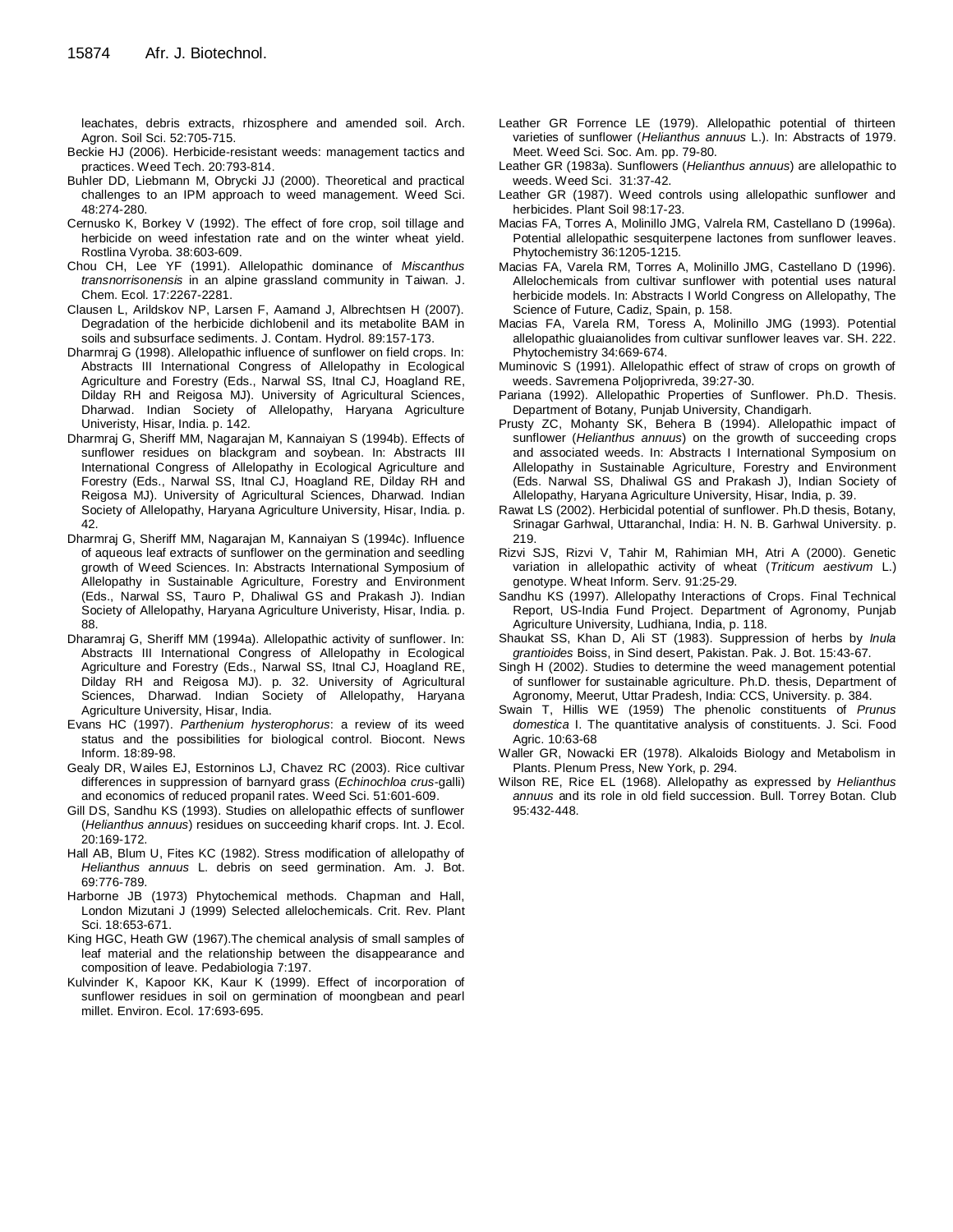leachates, debris extracts, rhizosphere and amended soil. Arch. Agron. Soil Sci. 52:705-715.

Beckie HJ (2006). Herbicide-resistant weeds: management tactics and practices. Weed Tech. 20:793-814.

Buhler DD, Liebmann M, Obrycki JJ (2000). Theoretical and practical challenges to an IPM approach to weed management. Weed Sci. 48:274-280.

Cernusko K, Borkey V (1992). The effect of fore crop, soil tillage and herbicide on weed infestation rate and on the winter wheat yield. Rostlina Vyroba. 38:603-609.

Chou CH, Lee YF (1991). Allelopathic dominance of *Miscanthus transnorrisonensis* in an alpine grassland community in Taiwan. J. Chem. Ecol. 17:2267-2281.

Clausen L, Arildskov NP, Larsen F, Aamand J, Albrechtsen H (2007). Degradation of the herbicide dichlobenil and its metabolite BAM in soils and subsurface sediments. J. Contam. Hydrol. 89:157-173.

Dharmraj G (1998). Allelopathic influence of sunflower on field crops. In: Abstracts III International Congress of Allelopathy in Ecological Agriculture and Forestry (Eds., Narwal SS, Itnal CJ, Hoagland RE, Dilday RH and Reigosa MJ). University of Agricultural Sciences, Dharwad. Indian Society of Allelopathy, Haryana Agriculture Univeristy, Hisar, India. p. 142.

Dharmraj G, Sheriff MM, Nagarajan M, Kannaiyan S (1994b). Effects of sunflower residues on blackgram and soybean. In: Abstracts III International Congress of Allelopathy in Ecological Agriculture and Forestry (Eds., Narwal SS, Itnal CJ, Hoagland RE, Dilday RH and Reigosa MJ). University of Agricultural Sciences, Dharwad. Indian Society of Allelopathy, Haryana Agriculture University, Hisar, India. p. 42.

Dharmraj G, Sheriff MM, Nagarajan M, Kannaiyan S (1994c). Influence of aqueous leaf extracts of sunflower on the germination and seedling growth of Weed Sciences. In: Abstracts International Symposium of Allelopathy in Sustainable Agriculture, Forestry and Environment (Eds., Narwal SS, Tauro P, Dhaliwal GS and Prakash J). Indian Society of Allelopathy, Haryana Agriculture Univeristy, Hisar, India. p. 88.

Dharamraj G, Sheriff MM (1994a). Allelopathic activity of sunflower. In: Abstracts III International Congress of Allelopathy in Ecological Agriculture and Forestry (Eds., Narwal SS, Itnal CJ, Hoagland RE, Dilday RH and Reigosa MJ). p. 32. University of Agricultural Sciences, Dharwad. Indian Society of Allelopathy, Haryana Agriculture University, Hisar, India.

Evans HC (1997). *Parthenium hysterophorus*: a review of its weed status and the possibilities for biological control. Biocont. News Inform. 18:89-98.

Gealy DR, Wailes EJ, Estorninos LJ, Chavez RC (2003). Rice cultivar differences in suppression of barnyard grass (*Echinochloa crus*-galli) and economics of reduced propanil rates. Weed Sci. 51:601-609.

Gill DS, Sandhu KS (1993). Studies on allelopathic effects of sunflower (*Helianthus annuus*) residues on succeeding kharif crops. Int. J. Ecol. 20:169-172.

Hall AB, Blum U, Fites KC (1982). Stress modification of allelopathy of *Helianthus annuus* L. debris on seed germination. Am. J. Bot. 69:776-789.

Harborne JB (1973) Phytochemical methods. Chapman and Hall, London Mizutani J (1999) Selected allelochemicals. Crit. Rev. Plant Sci. 18:653-671.

King HGC, Heath GW (1967).The chemical analysis of small samples of leaf material and the relationship between the disappearance and composition of leave. Pedabiologia 7:197.

Kulvinder K, Kapoor KK, Kaur K (1999). Effect of incorporation of sunflower residues in soil on germination of moongbean and pearl millet. Environ. Ecol. 17:693-695.

Leather GR Forrence LE (1979). Allelopathic potential of thirteen varieties of sunflower (*Helianthus annuus* L.). In: Abstracts of 1979. Meet. Weed Sci. Soc. Am. pp. 79-80.

Leather GR (1983a). Sunflowers (*Helianthus annuus*) are allelopathic to weeds. Weed Sci. 31:37-42.

Leather GR (1987). Weed controls using allelopathic sunflower and herbicides. Plant Soil 98:17-23.

Macias FA, Torres A, Molinillo JMG, Valrela RM, Castellano D (1996a). Potential allelopathic sesquiterpene lactones from sunflower leaves. Phytochemistry 36:1205-1215.

Macias FA, Varela RM, Torres A, Molinillo JMG, Castellano D (1996). Allelochemicals from cultivar sunflower with potential uses natural herbicide models. In: Abstracts I World Congress on Allelopathy, The Science of Future, Cadiz, Spain, p. 158.

Macias FA, Varela RM, Toress A, Molinillo JMG (1993). Potential allelopathic gluaianolides from cultivar sunflower leaves var. SH. 222. Phytochemistry 34:669-674.

Muminovic S (1991). Allelopathic effect of straw of crops on growth of weeds. Savremena Poljoprivreda, 39:27-30.

Pariana (1992). Allelopathic Properties of Sunflower. Ph.D. Thesis. Department of Botany, Punjab University, Chandigarh.

Prusty ZC, Mohanty SK, Behera B (1994). Allelopathic impact of sunflower (*Helianthus annuus*) on the growth of succeeding crops and associated weeds. In: Abstracts I International Symposium on Allelopathy in Sustainable Agriculture, Forestry and Environment (Eds. Narwal SS, Dhaliwal GS and Prakash J), Indian Society of Allelopathy, Haryana Agriculture University, Hisar, India, p. 39.

Rawat LS (2002). Herbicidal potential of sunflower. Ph.D thesis, Botany, Srinagar Garhwal, Uttaranchal, India: H. N. B. Garhwal University. p. 219.

Rizvi SJS, Rizvi V, Tahir M, Rahimian MH, Atri A (2000). Genetic variation in allelopathic activity of wheat (*Triticum aestivum* L.) genotype. Wheat Inform. Serv. 91:25-29.

Sandhu KS (1997). Allelopathy Interactions of Crops. Final Technical Report, US-India Fund Project. Department of Agronomy, Punjab Agriculture University, Ludhiana, India, p. 118.

Shaukat SS, Khan D, Ali ST (1983). Suppression of herbs by *Inula grantioides* Boiss, in Sind desert, Pakistan. Pak. J. Bot. 15:43-67.

Singh H (2002). Studies to determine the weed management potential of sunflower for sustainable agriculture. Ph.D. thesis, Department of Agronomy, Meerut, Uttar Pradesh, India: CCS, University. p. 384.

Swain T, Hillis WE (1959) The phenolic constituents of *Prunus domestica* I. The quantitative analysis of constituents. J. Sci. Food Agric. 10:63-68

Waller GR, Nowacki ER (1978). Alkaloids Biology and Metabolism in Plants. Plenum Press, New York, p. 294.

Wilson RE, Rice EL (1968). Allelopathy as expressed by *Helianthus annuus* and its role in old field succession. Bull. Torrey Botan. Club 95:432-448.